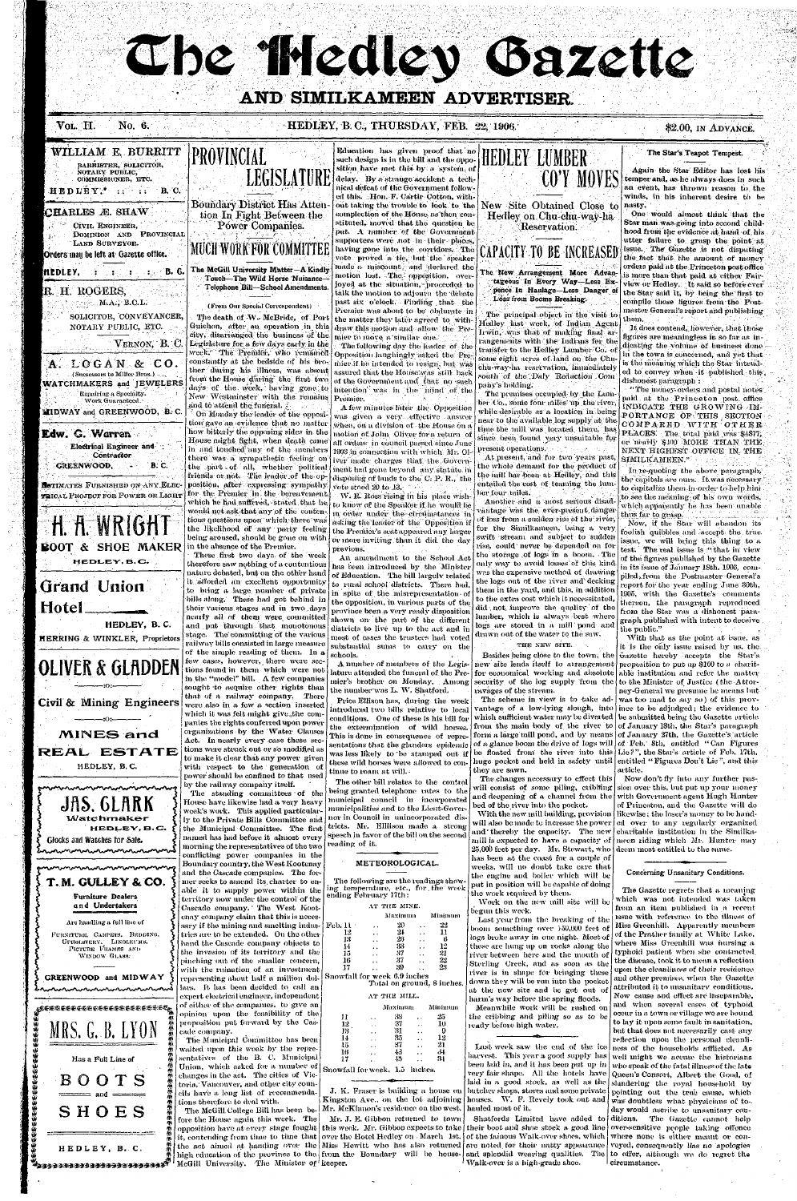# The Hedley Gazette

## AND SIMILKAMEEN ADVERTISER.

Vol. II. No. 6. HEDLEY, B. C., THURSDAY, FEB. 22, 1906. $2.00, IN ADVANCE.

**WILLIAM E. BURRITT**
BARRISTER, SOLICITOR, NOTARY PUBLIC, COMMISSIONER, ETC.
HEDLEY, :: :: B. C.

**CHARLES Æ. SHAW**
CIVIL ENGINEER, DOMINION AND PROVINCIAL LAND SURVEYOR.
Orders may be left at Gazette office.
HEDLEY, : : : : B. C.

**R. H. ROGERS,**
M.A., B.C.L.
SOLICITOR, CONVEYANCER, NOTARY PUBLIC, ETC.
VERNON, B. C.

**A. LOGAN & CO.**
(Successors to Miller Bros.)
WATCHMAKERS and JEWELERS
Repairing a Specialty. Work Guaranteed.
MIDWAY and GREENWOOD, B. C.

**Edw. G. Warren**
Electrical Engineer and Contractor
GREENWOOD, - B. C.
ESTIMATES FURNISHED ON ANY ELECTRICAL PROJECT FOR POWER OR LIGHT

**H. A. WRIGHT**
BOOT & SHOE MAKER
HEDLEY, B. C.

**Grand Union Hotel**
HEDLEY, B. C.
HERRING & WINKLER, Proprietors

**OLIVER & GLADDEN**
Civil & Mining Engineers
MINES and REAL ESTATE
HEDLEY, B. C.

**JAS. CLARK**
Watchmaker
HEDLEY, B. C.
Clocks and Watches for Sale.

**T. M. GULLEY & CO.**
Furniture Dealers and Undertakers
Are handling a full line of
FURNITURE, CARPETS, BEDDING, UPHOLSTERY, LINOLEUMS, PICTURE FRAMES AND WINDOW GLASS.
GREENWOOD and MIDWAY

**MRS. G. B. LYON**
Has a Full Line of
BOOTS and SHOES
HEDLEY, B. C.

# PROVINCIAL LEGISLATURE

### Boundary District Has Attention In Fight Between the Power Companies.

## MUCH WORK FOR COMMITTEE

### The McGill University Matter—A Kindly Touch—The Wild Horse Nuisance—Telephone Bill—School Amendments.

(From Our Special Correspondent)

The death of W. McBride, of Port Guichon, after an operation in this city, disarranged the business of the Legislature for a few days early in the week. The Premier, who remained constantly at the bedside of his brother during his illness, was absent from the House during the first two days of the week, having gone to New Westminster with the remains and to attend the funeral.

On Monday the leader of the opposition gave an evidence that no matter how bitterly the opposing sides in the House might fight, when death came in and touched any of the members there was a sympathetic feeling on the part of all, whether political friends or not. The leader of the opposition, after expressing sympathy for the Premier in the bereavement which he had suffered, stated that he would not ask that any of the contentious questions upon which there was the likelihood of any party feeling being aroused, should be gone on with in the absence of the Premier.

These first two days of the week therefore saw nothing of a contentious nature debated, but on the other hand it afforded an excellent opportunity to being a large number of private bills along. These had got behind in their various stages and in two days nearly all of them were committed and put through that monotonous stage. The committing of the various railway bills considered in large measure of the simple reading of them. In a few cases, however, there were sections found in them which were not in the "model" bill. A few companies sought to acquire other rights than that of a railway company. These were also in a few a section inserted which it was felt might give the companies the rights conferred upon power organizations by the Water Clauses Act. In nearly every case these sections were struck out or so modified as to make it clear that any power given with respect to the generation of power should be confined to that used by the railway company itself.

The standing committees of the House have likewise had a very heavy week's work. This applied particularly to the Private Bills Committee and the Municipal Committee. The first named has had before it almost every morning the representatives of the two conflicting power companies in the Boundary country, the West Kootenay and the Cascade companies. The former seeks to amend its charter to enable it to supply power within the territory now under the control of the Cascade company. The West Kootenay company claim that this is necessary if the mining and smelting industries are to be extended. On the other hand the Cascade company objects to the invasion of its territory and the pinching out of the smaller concern, with the ruination of an investment representing about half a million dollars. It has been decided to call an expert electrical engineer, independent of either of the companies, to give an opinion upon the feasibility of the proposition put forward by the Cascade company.

The Municipal Committee has been waited upon this week by the representatives of the B. C. Municipal Union, which asked for a number of changes in the act. The cities of Victoria, Vancouver, and other city councils have a long list of recommendations therefore to deal with.

The McGill College Bill has been before the House again this week. The opposition have at every stage fought it, contending from time to time that the act aimed at handing over the high education of the province to the McGill University. The Minister of Education has given proof that no such design is in the bill and the opposition have met this by a system of delay. By a strange accident a technical defeat of the Government followed this. Hon. F. Carter Cotton, without taking the trouble to look to the completion of the House as then constituted, moved that the question be put. A number of the Government supporters were not in their places, having gone into the corridors. The vote proved a tie, but the speaker made a miscount and declared the motion lost. The opposition, overjoyed at the situation, proceeded to talk the motion to adjourn the debate past six o'clock. Finding that the Premier was about to be obdurate in the matter they later agreed to withdraw this motion and allow the Premier to move a similar one.

The following day the leader of the Opposition laughingly asked the Premier if he intended to resign, but was assured that the House was still back of the Government and that no such intention was in the mind of the Premier.

A few minutes later the Opposition was given a very effective answer when, on a division of the House on a motion of John Oliver from a return of all orders in council passed since June 1903 in connection with which Mr. Oliver made charges that the Government had gone beyond any statute in disposing of lands to the C. P. R., the vote stood 20 to 13.

W. R. Ross rising in his place wished to know of the Speaker if he would be in order under the circumstances in asking the leader of the Opposition if the Premier's seat appeared any larger or more inviting than it did the day previous.

An amendment to the School Act has been introduced by the Minister of Education. The bill largely related to rural school districts. There had, in spite of the misrepresentation of the opposition, in various parts of the province been a very ready disposition shown on the part of the different districts to live up to the act and in most of cases the trustees had voted substantial sums to carry on the schools.

A number of members of the Legislature attended the funeral of the Premier's brother on Monday. Among the number was L. W. Shatford.

Price Ellison has, during the week introduced two bills relative to local conditions. One of these is his bill for the extermination of wild horses. This is done in consequence of representations that the glanders epidemic was less likely to be stamped out if these wild horses were allowed to continue to roam at will.

The other bill relates to the control being granted telephone rates to the municipal council in incorporated municipalities and to the Lieut-Governor in Council in unincorporated districts. Mr. Ellison made a strong speech in favor of the bill on the second reading of it.

## METEOROLOGICAL.

The following are the readings showing temperature, etc., for the week ending February 17th:

AT THE MINE.

| | Maximum | Minimum |
|---|---|---|
| Feb. 11 | 20 | 22 |
| 12 | 24 | 11 |
| 13 | 23 | 6 |
| 14 | 33 | 12 |
| 15 | 37 | 21 |
| 16 | 37 | 22 |
| 17 | 39 | 23 |

Snowfall for week 6.0 inches
Total on ground, 8 inches.

AT THE MILL.

| | Maximum | Minimum |
|---|---|---|
| 11 | 33 | 25 |
| 12 | 37 | 10 |
| 13 | 31 | 9 |
| 14 | 35 | 12 |
| 15 | 37 | 21 |
| 16 | 43 | 34 |
| 17 | 45 | 31 |

Snowfall for week, 1.5 inches.

J. K. Fraser is building a house on Kingston Ave., on the lot adjoining Mr. McKinnon's residence on the west.

Mr. J. E. Gibbon returned to town this week. Mr. Gibbon expects to take over the Hotel Hedley on March 1st. Miss Hewitt who has also returned from the Boundary will be housekeeper.

# HEDLEY LUMBER CO'Y MOVES

### New Site Obtained Close to Hedley on Chu-chu-way-ha Reservation.

## CAPACITY TO BE INCREASED

### The New Arrangement More Advantageous In Every Way—Less Expense In Haulage—Less Danger of Loss from Booms Breaking.

The principal object in the visit to Hedley last week of Indian Agent Irwin, was that of making final arrangements with the Indians for the transfer to the Hedley Lumber Co. of some eight acres of land on the Chu-chu-way-ha reservation, immediately south of the Daly Reduction Company's holding.

The premises occupied by the Lumber Co., some four miles up the river, while desirable as a location in being near to the available log supply at the time the mill was located there, has since been found very unsuitable for present operations.

At present and for two years past, the whole demand for the product of the mill has been at Hedley, and this entailed the cost of teaming the lumber four miles.

Another and a most serious disadvantage was the ever-present danger of loss from a sudden rise of the river, for the Similkameen, being a very swift stream and subject to sudden rises, could never be depended on for the storage of logs in a boom. The only way to avoid losses of this kind was the expensive method of drawing the logs out of the river and decking them in the yard, and this, in addition to the extra cost which it necessitated, did not improve the quality of the lumber, which is always best where logs are stored in a mill pond and drawn out of the water to the saw.

THE NEW SITE.

Besides being close to the town, the new site lends itself to arrangement for economical working and absolute security of the log supply from the ravages of the stream.

The scheme in view is to take advantage of a low-lying slough, into which sufficient water may be diverted from the main body of the river to form a large mill pond, and by means of a glance boom the drive of logs will be floated from the river into this huge pocket and held in safety until they are sawn.

The changes necessary to effect this will consist of some piling, cribbing and deepening of a channel from the bed of the river into the pocket.

With the new mill building, provision will also be made to increase the power and thereby the capacity. The new mill is expected to have a capacity of 25,000 feet per day. Mr. Stewart, who has been at the coast for a couple of weeks, will no doubt take care that the engine and boiler which will be put in position will be capable of doing the work required by them.

Work on the new mill site will be begun this week.

Last year from the breaking of the boom something over 150,000 feet of logs broke away in one night. Most of these are hung up on rocks along the river between here and the mouth of Sterling Creek, and as soon as the river is in shape for bringing these down they will be run into the pocket at the new site and be got out of harm's way before the spring floods.

Meanwhile work will be rushed on the cribbing and piling so as to be ready before high water.

Last week saw the end of the ice harvest. This year a good supply has been laid in, and it has been put up in very fair shape. All the hotels have laid in a good stock, as well as the butcher shops, stores and some private houses. W. F. Revely took out and hauled most of it.

Shatfords Limited have added to their boot and shoe stock a good line of the famous Walk-over shoes, which are noted for their natty appearance and splendid wearing qualities. The Walk-over is a high grade shoe.

## The Star's Teapot Tempest.

Again the Star Editor has lost his temper and, as he always does in such an event, has thrown reason to the winds, in his inherent desire to be nasty.

One would almost think that the Star man was going into second childhood from the evidence at hand of his utter failure to grasp the point at issue. The Gazette is not disputing the fact that the amount of money orders paid at the Princeton post office is more than that paid at either Fairview or Hedley. It said so before ever the Star said it, by being the first to compile these figures from the Postmaster General's report and publishing them.

It does contend, however, that those figures are meaningless in so far as indicating the volume of business done in the town is concerned, and yet that is the meaning which the Star intended to convey when it published this dishonest paragraph :

"The money orders and postal notes paid at the Princeton post office INDICATE THE GROWING IMPORTANCE OF THIS SECTION COMPARED WITH OTHER PLACES. The total paid was $4877, or nearly $400 MORE THAN THE NEXT HIGHEST OFFICE IN THE SIMILKAMEEN."

In re-quoting the above paragraph, the capitals are ours. It was necessary to capitalize them in order to help him to see the meaning of his own words, which apparently he has been unable then far to grasp.

Now, if the Star will abandon its foolish quibbles and accept the true issue, we will bring this thing to a test. The real issue is "that in view of the figures published by the Gazette in its issue of January 18th, 1906, compiled from the Postmaster General's report for the year ending June 30th, 1905, with the Gazette's comments thereon, the paragraph reproduced from the Star was a dishonest paragraph published with intent to deceive the public."

With that as the point at issue, as it is the only issue raised by us, the Gazette hereby accepts the Star's proposition to put up $100 to a charitable institution and refer the matter to the Minister of Justice (the Attorney-General we presume he means but was too mad to say so) of this province to be adjudged; the evidence to be submitted being the Gazette article of January 18th, the Star's paragraph of January 27th, the Gazette's article of Feb. 8th, entitled "Can Figures Lie?", the Star's article of Feb. 17th, entitled "Figures Don't Lie", and this article.

Now don't fly into any further passion over this, but put up your money with Government agent Hugh Hunter of Princeton, and the Gazette will do likewise; the loser's money to be handed over to any regularly organized charitable institution in the Similkameen riding which Mr. Hunter may deem most entitled to the same.

## Concerning Unsanitary Conditions.

The Gazette regrets that a meaning which was not intended was taken from an item published in a recent issue with reference to the illness of Miss Greenhill. Apparently members of the Prather family at White Lake, where Miss Greenhill was nursing a typhoid patient when she contracted the disease, took it to mean a reflection upon the cleanliness of their residence and other premises, when the Gazette attributed it to unsanitary conditions. Now cause and effect are inseparable, and when several cases of typhoid occur in a town or village we are bound to lay it upon some fault in sanitation, but that does not necessarily cast any reflection upon the personal cleanliness of the households afflicted. As well might we accuse the historians who speak of the fatal illness of the late Queen's Consort, Albert the Good, of slandering the royal household by pointing out the true cause, which was doubtless what physicians of today would ascribe to unsanitary conditions. The Gazette cannot help over-sensitive people taking offence where none is either meant or conveyed, consequently has no apologies to offer, although we do regret the circumstance.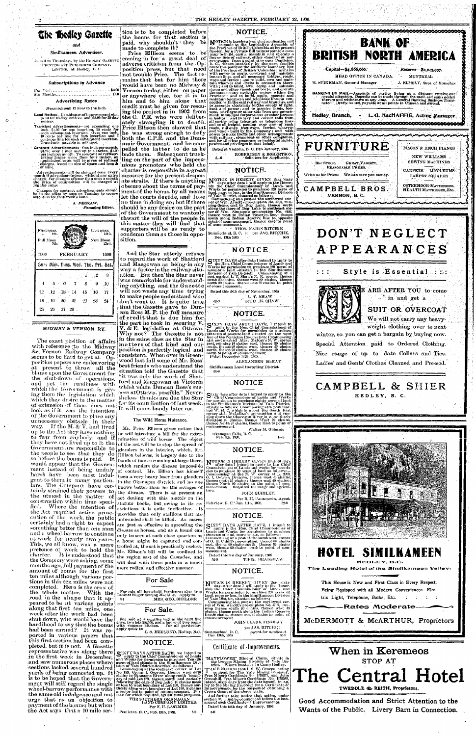# The Hedley Gazette

and

Similkameen Advertiser.

Issued on Thursdays, by the HEDLEY GAZETTE PRINTING AND PUBLISHING COMPANY, LIMITED. at Hedley, B. C.

## Subscriptions in Advance

Per Year ......... $2.00
Six Months ......... 1.00

## Advertising Rates

Measurement, 12 lines to the inch.

**Land Notices**—Certificates of improvement etc. $7.00 for 60-day notices, and $5.00 for 30-day notices.

**Transient Advertisements**—not exceeding one inch, $1.00 for one insertion, 25 cents for each subsequent insertion. Over one inch, 10 cents per line for first insertion and 5 cents per line for each subsequent insertion. Transients payable in advance.

**Contract Advertisements**—One inch per month, $1.25; over 1 inch and up to 4 inches, $1.00 per inch per month. To constant advertisers taking larger space than four inches, on application, rates will be given of reduced charges, based on size of space and length of time.

Advertisements will be changed once every month if advertiser desires, without any extra charge. For changes oftener than once a month the price of composition will be charged at regular rates.

Changes for contract advertisements should be in the office by noon on Tuesday to secure attention for that week's issue.

A. MEGRAW,
Managing Editor.

First quar. 1st. | Last quar. 16th.
Full Moon 9th. | New Moon 23rd.

| 1906 | | | FEBRUARY | | | 1906 |
|---|---|---|---|---|---|---|
| Sun. | Mon. | Tues. | Wed. | Thu. | Fri. | Sat. |
| | | | | 1 | 2 | 3 |
| 4 | 5 | 6 | 7 | 8 | 9 | 10 |
| 11 | 12 | 13 | 14 | 15 | 16 | 17 |
| 18 | 19 | 20 | 21 | 22 | 23 | 24 |
| 25 | 26 | 27 | 28 | | | |

## MIDWAY & VERNON RY.

The exact position of affairs with reference to the Midway &c. Vernon Railway Company seems to be hard to get at. Opposition papers are endeavoring at present to throw all the blame upon the Government for the shut-down of operations, and yet the readiness with which the Government is giving them the legislation which which they desire in the matter of extension of time, does not look as if it was the intention of the Government to place any unnecessary obstacle in their way. If the M. & V. had lived up to the Act they have nothing to fear from anybody, and if they have not lived up to it the Government are responsible to the people to see that they do so before the bonus is paid. It would appear that the Government instead of being unduly harsh have been most indulgent to them in many particulars. The Company have certainly strained their powers to the utmost in the matter of construction within time specified. Where the intention of the Act required active prosecution of the work, the public certainly had a right to expect something better than one man and a wheel-barrow to continue at work for nearly two years. This, we all know, was a mere pretence of work to hold the charter. It is understood that the Company were asking, some months ago, full payment of the amount of bonus for the first ten miles although various portions in this ten miles were not completed. Here is the crux of the whole matter. With the road in the shape that it appeared to be at various points along that first ten miles, one week after the work had been shut down, who would have the hardihood to say that the bonus had been earned? It was reported in various papers that this first section had been completed, but it is not. A Gazette representative was along there in the first week in December, and saw numerous places where sections lacked several hundred yards of being connected up. It is to be hoped that the Government will still regard the single wheel-barrow performance with the same old indulgence and not urge that as an objection to payment of the bonus; but when the Act says that a 10 mile section is to be completed before the bonus for that section is paid, why shouldn't they be made to complete it?

Price Ellison seems to be coming in for a great deal of adverse criticism from the Opposition press, but that need not trouble Price. The fact remains that but for him there would have been no Midway & Vernon to-day, either on paper or anywhere else, for it is to him and to him alone that credit must be given for rescuing the project in in 1902 from the C. P.R. who were deliberately strangling it to death. Price Ellison then showed that he was strong enough to defy both the C.P.R. and the Dunsmuir Government, and he compelled the latter to do as he bade them. Subsequent truckling on the part of the impecunious promoters who held the charter is responsible in a great measure for the present desperate straits. If there is anything obscure about the terms of payment of the bonus, by all means let the courts decide, and lose no time in doing so; but if there should be any desire on the part of the Government to wantonly thwart the will of the people in this matter they will find that supporters will be as ready to condemn them as those in opposition.

And the Star utterly refuses to regard the work of Shatford and Macgowan as being in any way a factor in the railway situation. But then the Star never was remarkable for understanding anything, and the Gazette will not waste any time trying to make people understand who don't want to. It is quite true that the Gazette gave to Duncan Ross M. P. the full measure of credit that is due him for the part he took in securing V. V. & E. legislation at Ottawa. Why not? The Gazette is not in the same class as the Star in matters of that kind and our position is perfectly logical and consistent. When over in Greenwood last fall some of Mr. Ross' best friends who understand the situation told the Gazette that "it was only the work of Shatford and Macgowan at Victoria which made Duncan Ross's success at Ottawa possible." Nevertheless thanks are due the Star for its contribution of last week. It will come handy later on.

### The Wild Horse Nuisance.

Mr. Price Ellison gives notice that he will introduce a bill for the extermination of wild horses. The object of the act will be to stop the spread of glanders in the interior, which, Mr. Ellison believes, is largely due to the bands of horses running at large there, which renders the disease impossible of control. Mr. Ellison has himself been a very heavy loser from glanders in the Okanagan district, and no one knows better than he the ravages of the disease. There is at present an act dealing with this matter on the statute books, but owing to its restrictions it is quite ineffective. It provides that only stallions that are unbranded shall be killed. As mares are just as effective in spreading the disease as horses, and as a brand can only be seen at such close quarters as a horse might be captured and controlled at, the act is practically useless. Mr. Ellison's bill will be confined to the region east of the Cascades, and will deal with these pests in a much more radical and effective manner.

## For Sale

For sale all household furniture; also drop Cabinet Singer Sewing Machine. Apply to
6-1 MRS. GEO. SHELDER

## For Sale.

For sale at a sacrifice within the next five days, two lots 25x120, and a house of two rooms with summer kitchen. For all particulars apply quick to
L. O. HEDLUND, Hedley, B.C.

## NOTICE.

SIXTY DAYS AFTER DATE, we intend to apply to the Chief Commissioner of Lands and Works for permission to purchase Ten (10) acres of land situate in the Similkameen Division of Yale District described as follows: Commencing at the southeast corner of Lot No. 181. Group 1, Osoyoos, thence west 60.39 chains to Okanagan River along south boundary of said Lot 181, thence south and easterly following the edge of Dog Lake 40 chains more or less to west boundary of Lot 180, thence northerly along west boundary of Lot 180, 5 chains more or less to point of commencement. Purpose for which required, agricultural purposes.

THE SOUTHERN OKANAGAN LAND COMPANY LIMITED.
Per F. H. LATIMER

Penticton, B. C., Feb. 19th, 1906. 6-9

## NOTICE.

NOTICE is hereby given that application will be made to the Legislative Assembly of the Province of British Columbia at its present Session, for a Private Bill to incorporate a company to build, equip, maintain and operate a line or lines of railway, either standard or narrow gauge, from a point at or near Penticton, B. C., thence southerly by the most feasible route to a point on the southern boundary line of the Province of British Columbia; and also with power to equip, construct and maintain branch lines, and all necessary bridges, roads, ways and ferries; and to build, own and maintain wharves and docks in connection therewith; and to build, own, equip and maintain steam and other vessels and boats, and operate the same on any navigable waters within the Province; and to build, equip, operate and maintain telegraph and telephone lines in connection with the said railway and branches, and to generate electricity for the supply of light, heat and power; and to acquire lands, bonuses, privileges or other aids from any government, municipal corporations or other persons or bodies; and to levy and collect tolls from all parties using telegraph or telephone lines, and on all freight passing over any of such roads, railways, tramways, ferries, wharves and vessels built by the Company; and with power to make traffic and other arrangements with railway, steamboat or other companies, and for all other necessary or incidental rights, powers and privileges in that behalf.

Dated at Victoria, B. C. 17th January, 1906.

ROBERTSON & ROBERTSON,
Solicitors for Applicants.

3—6

## NOTICE.

NOTICE IS HEREBY GIVEN that sixty days after date I will apply to the Honorable the Chief Commissioner of Lands and Works for permission to purchase 320 acres of land, more or less, in the Similkameen Division of Yale District, situated as follows: Commencing at a post at the northwest corner of Wm. Arnott's pre-emption No. 603, running thence east 80 chains to Dog Lake, thence north along the shore of Dog Lake to southeast corner of Wm. Simpson's pre-emption No. 468, thence west to Indian Reserve line, thence south along Indian Reserve line to opposite point of commencement, thence east to point of commencement.

THOS. NAIRN RITCHIE

Summerland, B. C. per JAS. RITCHIE.
Dec. 13th 1905 50-9

## NOTICE

SIXTY DAYS after date I intend to apply to the Hon. Chief Commissioner of Lands and Works for permission to purchase 160 acres of mountain land situated in the Similkameen Division of Yale District. Commencing at a post marked L. T. Shaw's N. E. corner, thence south 40 chains, thence west 40 chains, thence north 40 chains, thence east 40 chains to point of commencement.

Dated this 28th day of November, 1905

L. T. SHAW
per C. J. SHAW

49-9

## NOTICE.

SIXTY DAYS AFTER DATE, I intend to apply to the Hon. Chief Commissioner of Lands and Works for permission to purchase 320 acres of pasture land situated on the west line of the Penticton Reservation; Commencing at a post marked Alex. McKay's N. W. corner post, running 40 chains east, thence 80 chains south, thence 40 chains west, thence 80 chains north, thence 40 chains west, thence 80 chains north to point of commencement.
Dated December 14th, 1905.

ALEXANDER McKAY

Similkameen Land Recording District

51-9

## NOTICE

Sixty days after date I intend to apply to the Chief Commissioner of Lands and Works for permission to purchase eighty acres of land in the Similkameen Division of Yale District, situate as follows: Commencing at a post marked W. M. G., which is about the South East corner of J. McLellan's pre-emption and running down the Okanagan River in a southerly direction 40 chains, thence West 20 chains, thence North 40 chains, thence East to point of commencement.

Walter M. Gillespie

Okanagan Falls, B. C.
Feb. 8th, 1906. 4—9

## NOTICE.

NOTICE IS HEREBY GIVEN that 60 days after date I intend to apply to the Chief Commissioner of Lands and works for permission to purchase 20 acres of land as follows: Commencing at the N. W. corner of L. 2663, G. 1, Osoyoos Division, thence west 40 chains, thence south 20 chains, thence east 40 chains, thence North 20 chains to the point of commencement. Required for range and agriculture.

JOHN QUIGLEY.
Per R. H. PARKINSON, Agent.

Fairview, B. C.' Jan. 11th, 1906. 52-9

## NOTICE.

SIXTY DAYS AFTER DATE, I intend to apply to the Hon. Chief Commissioner of Lands and Works for permission to purchase 320 acres of land, more or less, as follows: Commencing at a post at the southwest corner of G. H. Cahill's pre-emption, thence 80 chains east, thence 40 chains south, thence 80 chains west, thence 40 chains north to point of commencement.

Dated this 3rd day of January, 1906

52-9 THOS. BRADSHAW

## NOTICE.

NOTICE IS HEREBY GIVEN that sixty days after date I will apply to the Honorable the Chief Commissioner of Lands and Works for permission to purchase 320 acres of land, more or less, in the Similkameen Division of Yale District, situated as follows:

Commencing at a post at the northwest corner of Wm. Arnott's pre-emption No. 4703, running thence south 40 chains, thence west 80 chains, thence north along the Indian Reserve line 40 chains, thence east 80 chains to point of commencement.

JOHN CLARK FINDLAY
per JAS. RITCHIE,
Agent for applicant

Summerland, B. C.
Dec. 13th, 1905 50-9

## Certificate of Improvements.

"MAYFLOWER" Mineral Claim, situate in the Osoyoos Mining Division of Yale District. Where located:—In Camp Hedley.

TAKE NOTICE that I, F. W. Groves, acting as agent for The Yale Mining Company, Free Miner's Certificate No. B91678, and John Greenhill, Free Miner's Certificate No. B79809, intend, sixty days from the date hereof, to apply to the Mining Recorder for a Certificate of Improvements, for the purpose of obtaining a Crown Grant of the above claim.

And further take notice that action, under section 37, must be commenced before the issuance of such Certificate of Improvements.

Dated this 15th day of January, 1906

3-9

# BANK OF BRITISH NORTH AMERICA

Capital—$4,866,666. Reserve—$2,043,997.

HEAD OFFICE IN CANADA, - MONTREAL

H. STIKEMAN, General Manager J. ELMSLY, Supt. of Branches

BANKING BY MAIL—Accounts of parties living at a distance receive our special attention. Deposits can be made through the mail, and sums added thereto and withdrawn at any time. A General Banking Business Transacted. Drafts issued, payable at all points in Canada and abroad.

Hedley Branch, - L. G. MacHAFFIE, Acting Manager

# FURNITURE

BIG STOCK. GREAT VARIETY, REASONABLE PRICES.

Write us for Prices. We can save you money.

## CAMPBELL BROS. VERNON, B. C.

MASON & RISCH PIANOS

NEW WILLIAMS SEWING MACHINES

CARPETS. LINOLEUMS CARPET SQUARES

OSTERMOOR MATTRESSES, HEALTH MATTRESSES, Etc.

# DON'T NEGLECT APPEARANCES

::: Style is Essential :::

WE ARE AFTER YOU to come in and get a

SUIT OR OVERCOAT

We will not carry any heavy-weight clothing over to next winter, so you can get a bargain by buying now.

Special Attention paid to Ordered Clothing.

Nice range of up-to-date Collars and Ties.

Ladies' and Gents' Clothes Cleaned and Pressed.

## CAMPBELL & SHIER
HEDLEY, B. C.

# HOTEL SIMILKAMEEN
HEDLEY, B.C.

The Leading Hotel of the Similkameen Valley.

This House is New and First Class in Every Respect, Being Equipped with all Modern Conveniences—Electric Light, Telephone, Baths, Etc.

Rates Moderate

McDERMOTT & McARTHUR, Proprietors

## When in Keremeos STOP AT

# The Central Hotel

TWEDDLE & REITH, Proprietors.

Good Accommodation and Strict Attention to the Wants of the Public. Livery Barn in Connection.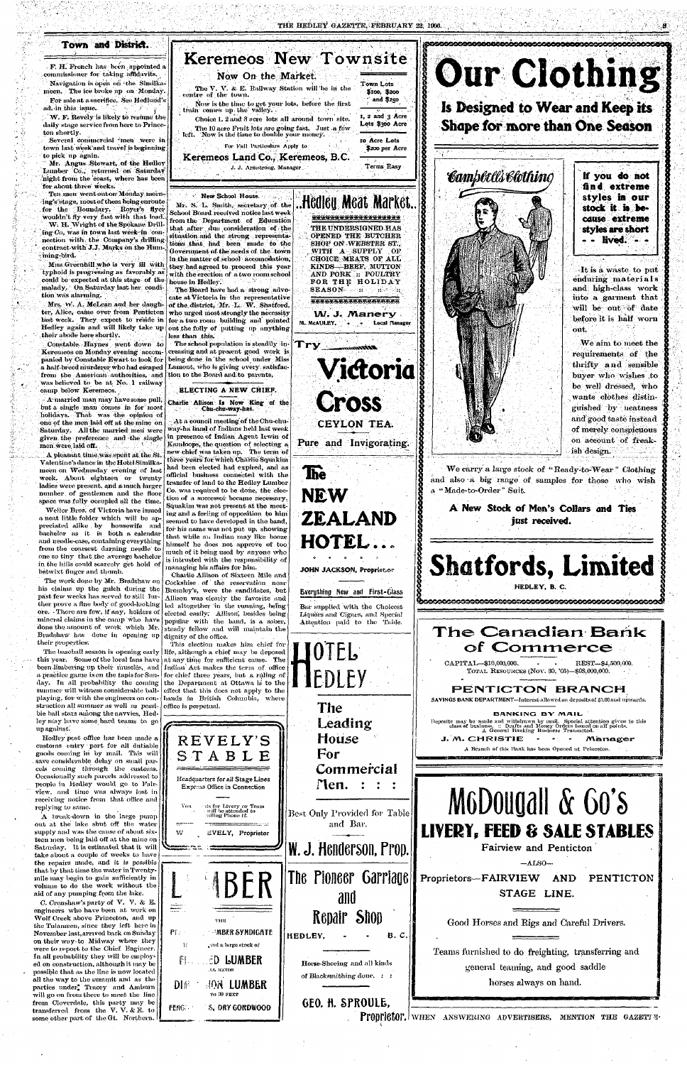## Town and District.

F. H. French has been appointed a commissioner for taking affidavits.

Navigation is open on the Similkameen. The ice broke up on Monday.

For sale at a sacrifice. See Hedlund's ad. in this issue.

W. F. Revely is likely to resume the daily stage service from here to Princeton shortly.

Several commercial men were in town last week and travel is beginning to pick up again.

Mr. Angus Stewart, of the Hedley Lumber Co., returned on Saturday night from the coast, where has been for about three weeks.

Ten men went out on Monday morning's stage, most of them being enroute for the Boundary. Royer's flyer wouldn't fly very fast with that load.

W. H. Wright of the Spokane Drilling Co, was in town last week in connection with the Company's drilling contract with J. J. Marks on the Humming-bird.

Miss Greenhill who is very ill with typhoid is progressing as favorably as could be expected at this stage of the malady. On Saturday last her condition was alarming.

Mrs. W. A. McLean and her daughter, Alice, came over from Penticton last week. They expect to reside in Hedley again and will likely take up their abode here shortly.

Constable Haynes went down to Keremeos on Monday evening accompanied by Constable Ewart to look for a half-breed murderer who had escaped from the American authorities, and was believed to be at No. 1 railway camp below Keremeos.

A married man may have some pull, but a single man comes in for most holidays. That was the opinion of one of the men laid off at the mine on Saturday. All the married men were given the preference and the single men were laid off.

A pleasant time was spent at the St. Valentine's dance in the Hotel Similkameen on Wednesday evening of last week. About eighteen or twenty ladies were present, and a much larger number of gentlemen and the floor space was fully occupied all the time.

Weiler Bros. of Victoria have issued a neat little folder which will be appreciated alike by housewife and bachelor as it is both a calendar and needle-case, containing everything from the coarsest darning needle to one so tiny that the average bachelor in the hills could scarcely get hold of betwixt finger and thumb.

The work done by Mr. Bradshaw on his claims up the gulch during the past few weeks has served to still further prove a fine body of good-looking ore. There are few, if any, holders of mineral claims in the camp who have done the amount of work which Mr. Bradshaw has done in opening up their properties.

The baseball season is opening early this year. Some of the local fans have been limbering up their muscles, and a practice game is on the tapis for Sunday. In all probability the coming summer will witness considerable ball-playing, for with the engineers on construction all summer as well as possible ball stars among the navvies, Hedley may have some hard teams to go up against.

Hedley post office has been made a customs entry port for all dutiable goods coming in by mail. This will save considerable delay on small parcels coming through the customs. Occasionally such parcels addressed to people in Hedley would go to Fairview, and time was always lost in receiving notice from that office and replying to same.

A break-down in the large pump out at the lake shut off the water supply and was the cause of about sixteen men being laid off at the mine on Saturday. It is estimated that it will take about a couple of weeks to have the repairs made, and it is possible that by that time the water in Twenty-mile may begin to gain sufficiently in volume to do the work without the aid of any pumping from the lake.

C. Crenshaw's party of V. V. & E. engineers who have been at work on Wolf Creek above Princeton, and up the Tulameen, since they left here in November last, arrived back on Sunday on their way to Midway where they were to report to the Chief Engineer. In all probability they will be employed on construction, although it may be possible that as the line is now located all the way to the summit and as the parties under Tracey and Amburn will go on from there to meet the line from Cloverdale, this party may be transferred from the V. V. & E. to some other part of the Gt. Northern.

# Keremeos New Townsite

## Now On the Market.

The V. V. & E. Railway Station will be in the centre of the town.

Now is the time to get your lots, before the first train comes up the valley.

Choice 1, 2 and 3 acre lots all around town site.

The 10 acre Fruit lots are going fast. Just a few left. Now is the time to double your money.

For Full Particulars Apply to

**Keremeos Land Co., Keremeos, B.C.**

J. J. Armstrong, Manager.

Town Lots $100, $200 and $250

1, 2 and 3 Acre Lots $300 Acre

10 Acre Lots $200 per Acre

Terms Easy

### New School House.

Mr. S. L. Smith, secretary of the School Board received notice last week from the Department of Education that after due consideration of the situation and the strong representations that had been made to the Government of the needs of the town in the matter of school accomodation, they had agreed to proceed this year with the erection of a two room school house in Hedley.

The Board have had a strong advocate at Victoria in the representative of the district, Mr. L. W. Shatford, who urged most strongly the necessity for a two room building and pointed out the folly of putting up anything less than this.

The school population is steadily increasing and at present good work is being done in the school under Miss Lamont, who is giving every satisfaction to the Board and to parents.

### ELECTING A NEW CHIEF.

**Charlie Allison Is Now King of the Chu-chu-way-has.**

At a council meeting of the Chu-chu-way-ha band of Indians held last week in presence of Indian Agent Irwin of Kamloops, the question of selecting a new chief was taken up. The term of three years for which Charlie Squakin had been elected had expired, and as official business connected with the transfer of land to the Hedley Lumber Co. was required to be done, the election of a successor became necessary. Squakin was not present at the meeting and a feeling of opposition to him seemed to have developed in the band, for his name was not put up, showing that while an Indian may like booze himself he does not approve of too much of it being used by anyone who is intrusted with the responsibility of managing his affairs for him.

Charlie Allison of Sixteen Mile and Cockshise of the reservation near Bromley's, were the candidates, but Allison was clearly the favorite and led altogether in the running, being elected easily. Allison, besides being popular with the band, is a sober, steady fellow and will maintain the dignity of the office.

This election makes him chief for life, although a chief may be deposed at any time for sufficient cause. The Indian Act makes the term of office for chief three years, but a ruling of the Department at Ottawa is to the effect that this does not apply to the bands in British Columbia, where office is perpetual.

# REVELY'S STABLE

Headquarters for all Stage Lines
Express Office in Connection

You... ds for Livery or Team will be attended to ...alling Phone 12.

W. ... EVELY, Proprietor

# L... BER

THE ...MBER SYNDICATE

...and a large stock of

...ED LUMBER ...LL KINDS

...ION LUMBER TO 30 FEET

...S, DRY CORDWOOD

# Hedley Meat Market.

THE UNDERSIGNED HAS OPENED THE BUTCHER SHOP ON WEBSTER ST., WITH A SUPPLY OF CHOICE MEATS OF ALL KINDS—BEEF, MUTTON AND PORK :: POULTRY FOR THE HOLIDAY SEASON :: ::

**W. J. Manery**

M. McAULEY, - - Local Manager

Try

# Victoria Cross

CEYLON TEA.

Pure and Invigorating.

# The NEW ZEALAND HOTEL...

JOHN JACKSON, Proprietor

Everything New and First-Class

Bar supplied with the Choicest Liquors and Cigars, and Special Attention paid to the Table.

# HOTEL HEDLEY

The Leading House For Commercial Men. : : :

Best Only Provided for Table and Bar.

**W. J. Henderson, Prop.**

# The Pioneer Carriage and Repair Shop

HEDLEY, - - B. C.

Horse-Shoeing and all kinds of Blacksmithing done. : :

**GEO. H. SPROULE, Proprietor.**

# Our Clothing

## Is Designed to Wear and Keep its Shape for more than One Season

*Campbell's Clothing*

**If you do not find extreme styles in our stock it is because extreme styles are short - - lived. - -**

It is a waste to put enduring materials and high-class work into a garment that will be out of date before it is half worn out.

We aim to meet the requirements of the thrifty and sensible buyer who wishes to be well dressed, who wants clothes distinguished by neatness and good taste instead of merely conspicuous on account of freakish design.

We carry a large stock of "Ready-to-Wear" Clothing and also a big range of samples for those who wish a "Made-to-Order" Suit.

**A New Stock of Men's Collars and Ties just received.**

# Shatfords, Limited

HEDLEY, B. C.

# The Canadian Bank of Commerce

CAPITAL—$10,000,000. REST—$4,500,000.
TOTAL RESOURCES (Nov. 30, '05)—$98,000,000.

## PENTICTON BRANCH

SAVINGS BANK DEPARTMENT—Interest allowed on deposits of $1.00 and upwards.

### BANKING BY MAIL

Deposits may be made and withdrawn by mail. Special attention given to this class of business. :: Drafts and Money Orders issued on all points. A General Banking Business Transacted.

J. M. CHRISTIE - - - Manager

A Branch of this Bank has been Opened at Princeton.

# McDougall & Co's LIVERY, FEED & SALE STABLES

Fairview and Penticton

—ALSO—

Proprietors—FAIRVIEW AND PENTICTON STAGE LINE.

Good Horses and Rigs and Careful Drivers.

Teams furnished to do freighting, transferring and general teaming, and good saddle horses always on hand.

WHEN ANSWERING ADVERTISERS, MENTION THE GAZETTE.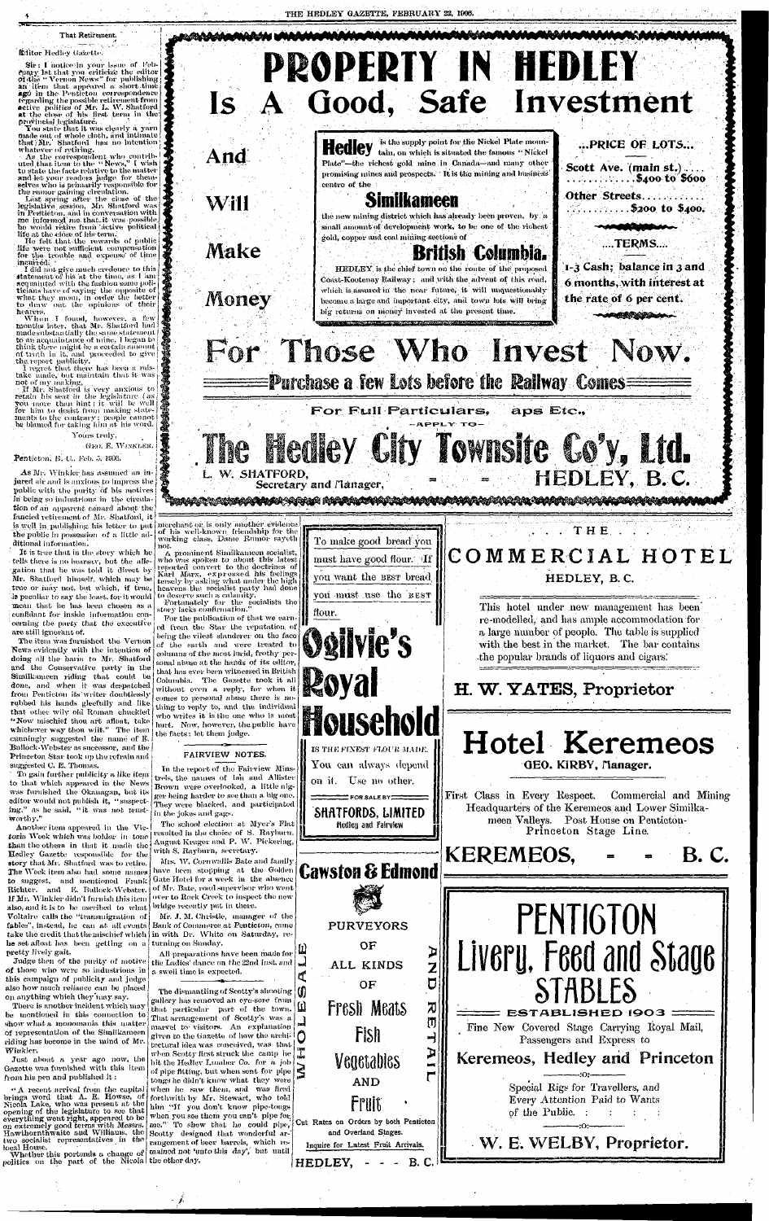### That Retirement

Editor Hedley Gazette.

Sir: I notice in your issue of February 1st that you criticise the editor of the "Vernon News" for publishing an item that appeared a short time ago in the Penticton correspondence regarding the possible retirement from active politics of Mr. L. W. Shatford at the close of his first term in the provincial legislature.

You state that it was clearly a yarn made out of whole cloth, and intimate that Mr. Shatford has no intention whatever of retiring.

As the correspondent who contributed that item to the "News," I wish to state the facts relative to the matter and let your readers judge for themselves who is primarily responsible for the rumor gaining circulation.

Last spring after the close of the legislative session, Mr. Shatford was in Penticton, and in conversation with me informed me that it was possible he would retire from active political life at the close of his term.

He felt that the rewards of public life were not sufficient compensation for the trouble and expense of time incurred.

I did not give much credence to this statement of his at the time, as I am acquainted with the fashion some politicians have of saying the opposite of what they mean, in order to better to draw out the opinions of their hearers.

When I found, however, a few months later, that Mr. Shatford had made substantially the same statement to an acquaintance of mine, I began to think there might be a certain amount of truth in it, and proceeded to give the report publicity.

I regret that there has been a mistake made, but maintain that it was not of my making.

If Mr. Shatford is very anxious to retain his seat in the legislature (as you more than hint) it will be well for him to desist from making statements to the contrary; people cannot be blamed for taking him at his word.

Yours truly,

GEO. E. WINKLER.

Penticton, B. C., Feb. 5, 1906.

As Mr. Winkler has assumed an injured air and is anxious to impress the public with the purity of his motives in being so industrious in the circulation of an apparent canard about the fancied retirement of Mr. Shatford, it is well in publishing his letter to put the public in possession of a little additional information.

It is true that in the story which he tells there is no hearsay, but the allegation that he was told it direct by Mr. Shatford himself, which may be true or may not but which, if true, is peculiar to say the least, for it would mean that he has been chosen as a confidant for inside information concerning the party that the executive are still ignorant of.

The item was furnished the Vernon News evidently with the intention of doing all the harm to Mr. Shatford and the Conservative party in the Similkameen riding that could be done, and when it was despatched from Penticton its writer doubtlessly rubbed his hands gleefully and like that other wily old Roman chuckled "Now mischief thou art afoot, take whichever way thou wilt." The item cunningly suggested the name of E. Bullock-Webster as successor, and the Princeton Star took up the refrain and suggested C. E. Thomas.

To gain further publicity a like item to that which appeared in the News was furnished the Okanagan, but its editor would not publish it, "suspecting," as he said, "it was not trustworthy."

Another item appeared in the Victoria Week which was bolder in tone than the others in that it made the Hedley Gazette responsible for the story that Mr. Shatford was to retire. The Week item also had some names to suggest, and mentioned Frank Richter, and E. Bullock-Webster. If Mr. Winkler didn't furnish this item also, and it is to be ascribed to what Voltaire calls the "transmigration of fables", instead, he can at all events take the credit that the mischief which he set afloat has been getting on a pretty lively gait.

Judge then of the purity of motive of those who were so industrious in this campaign of publicity and judge also how much reliance can be placed on anything which they may say.

There is another incident which may be mentioned in this connection to show what a monomania this matter of representation of the Similkameen riding has become in the mind of Mr. Winkler.

Just about a year ago now, the Gazette was furnished with this item from his pen and published it:

"A recent arrival from the capital brings word that A. E. Howse, of Nicola Lake, who was present at the opening of the legislature to see that everything went right, appeared to be on extremely good terms with Messrs. Hawthornthwaite and Williams, the two socialist representatives in the local House.

Whether this portends a change of politics on the part of the Nicola merchant or is only another evidence of his well-known friendship for the working class, Dame Rumor sayeth not.

A prominent Similkameen socialist, who was spoken to about this latest reputed convert to the doctrines of Karl Marx, expressed his feelings tersely by asking what under the high heavens the socialist party had done to deserve such a calamity.

Fortunately for the socialists the story lacks confirmation."

For the publication of that we earned from the Star the reputation of being the vilest slanderer on the face of the earth and were treated to columns of the most lurid, frothy personal abuse at the hands of its editor, that has ever been witnessed in British Columbia. The Gazette took it all without even a reply, for when it comes to personal abuse there is nothing to reply to, and the individual who writes it is the one who is most hurt. Now, however, the public have the facts; let them judge.

### FAIRVIEW NOTES.

In the report of the Fairview Minstrels, the names of Iain and Allister Brown were overlooked, a little nigger being harder to see than a big one. They were blacked, and participated in the jokes and gags.

The school election at Myer's Flat resulted in the choice of S. Rayburn, August Kruger and P. W. Pickering, with S. Rayburn, secretary.

Mrs. W. Cornwallis Bate and family have been stopping at the Golden Gate Hotel for a week in the absence of Mr. Bate, road supervisor who went over to Rock Creek to inspect the new bridge recently put in there.

Mr. J. M. Christie, manager of the Bank of Commerce at Penticton, came in with Dr. White on Saturday, returning on Sunday.

All preparations have been made for the Ladies' dance on the 22nd inst. and a swell time is expected.

The dismantling of Scotty's shooting gallery has removed an eye-sore from that particular part of the town. That arrangement of Scotty's was a marvel to visitors. An explanation given to the Gazette of how the architectural idea was conceived, was that when Scotty first struck the camp he hit the Hedley Lumber Co. for a job of pipe fitting, but when sent for pipe tongs he didn't know what they were when he saw them, and was fired forthwith by Mr. Stewart, who told him "If you don't know pipe-tongs when you see them you can't pipe for me." To show that he could pipe, Scotty designed that wonderful arrangement of beer barrels, which remained not 'unto this day', but until the other day.

---

# PROPERTY IN HEDLEY
# Is A Good, Safe Investment

## And Will Make Money

**Hedley** is the supply point for the Nickel Plate mountain, on which is situated the famous "Nickel Plate"—the richest gold mine in Canada—and many other promising mines and prospects. It is the mining and business centre of the

**Similkameen**

the new mining district which has already been proven, by a small amount of development work, to be one of the richest gold, copper and coal mining sections of

**British Columbia.**

HEDLEY is the chief town on the route of the proposed Coast-Kootenay Railway; and with the advent of this road, which is assured in the near future, it will unquestionably become a large and important city, and town lots will bring big returns on money invested at the present time.

...PRICE OF LOTS...

Scott Ave. (main st.) . . . . . . . . . . . . $400 to $600

Other Streets . . . . . . . . . . . . . . . . . . . . . . $200 to $400.

....TERMS....

1-3 Cash; balance in 3 and 6 months, with interest at the rate of 6 per cent.

## For Those Who Invest Now.

**Purchase a few Lots before the Railway Comes**

For Full Particulars, aps Etc.,

—APPLY TO—

# The Hedley City Townsite Co'y, Ltd.

L. W. SHATFORD, Secretary and Manager, HEDLEY, B.C.

---

To make good bread you must have good flour. If you want the BEST bread you must use the BEST flour.

# Ogilvie's Royal Household

IS THE FINEST FLOUR MADE.

You can always depend on it. Use no other.

FOR SALE BY

**SHATFORDS, LIMITED**
Hedley and Fairview

---

# Cawston & Edmond

WHOLESALE AND RETAIL

PURVEYORS OF ALL KINDS OF

Fresh Meats

Fish

Vegetables

AND

Fruit

Cut Rates on Orders by both Penticton and Overland Stages.

Inquire for Latest Fruit Arrivals.

HEDLEY, - - - B. C.

---

## . . . THE . . .
# COMMERCIAL HOTEL
HEDLEY, B. C.

This hotel under new management has been re-modelled, and has ample accommodation for a large number of people. The table is supplied with the best in the market. The bar contains the popular brands of liquors and cigars.

**H. W. YATES, Proprietor**

---

# Hotel Keremeos

GEO. KIRBY, Manager.

First Class in Every Respect. Commercial and Mining Headquarters of the Keremeos and Lower Similkameen Valleys. Post House on Penticton-Princeton Stage Line.

**KEREMEOS, - - - B. C.**

---

# PENTICTON
# Livery, Feed and Stage STABLES

ESTABLISHED 1903

Fine New Covered Stage Carrying Royal Mail, Passengers and Express to

**Keremeos, Hedley and Princeton**

Special Rigs for Travellers, and Every Attention Paid to Wants of the Public.

**W. E. WELBY, Proprietor.**